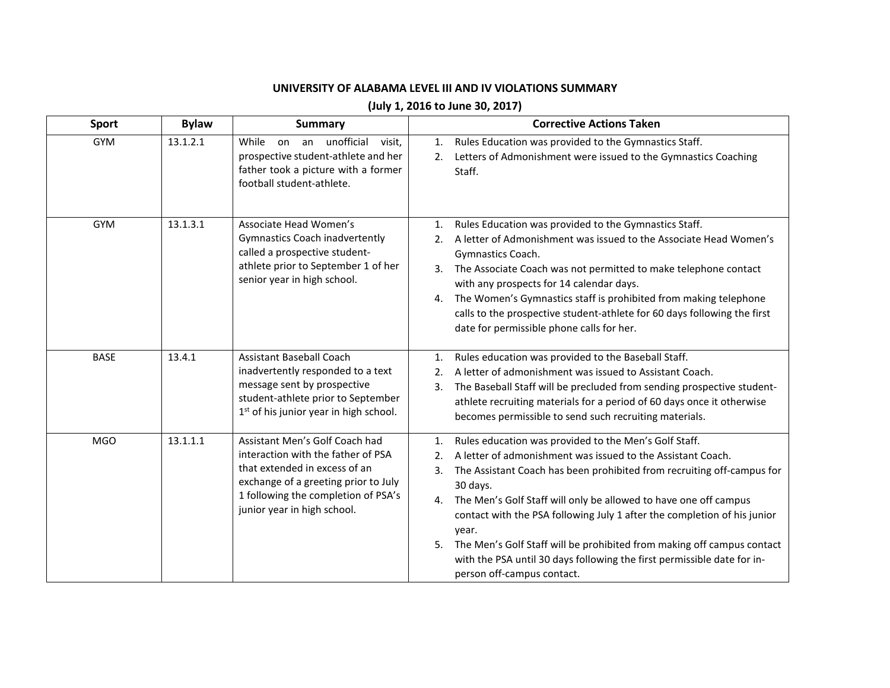**UNIVERSITY OF ALABAMA LEVEL III AND IV VIOLATIONS SUMMARY**

**(July 1, 2016 to June 30, 2017)**

| Sport | Bylaw | Summary | Corrective Actions Taken |
|---|---|---|---|
| GYM | 13.1.2.1 | While on an unofficial visit, prospective student-athlete and her father took a picture with a former football student-athlete. | 1. Rules Education was provided to the Gymnastics Staff.<br>2. Letters of Admonishment were issued to the Gymnastics Coaching Staff. |
| GYM | 13.1.3.1 | Associate Head Women's Gymnastics Coach inadvertently called a prospective student-athlete prior to September 1 of her senior year in high school. | 1. Rules Education was provided to the Gymnastics Staff.<br>2. A letter of Admonishment was issued to the Associate Head Women's Gymnastics Coach.<br>3. The Associate Coach was not permitted to make telephone contact with any prospects for 14 calendar days.<br>4. The Women's Gymnastics staff is prohibited from making telephone calls to the prospective student-athlete for 60 days following the first date for permissible phone calls for her. |
| BASE | 13.4.1 | Assistant Baseball Coach inadvertently responded to a text message sent by prospective student-athlete prior to September 1st of his junior year in high school. | 1. Rules education was provided to the Baseball Staff.<br>2. A letter of admonishment was issued to Assistant Coach.<br>3. The Baseball Staff will be precluded from sending prospective student-athlete recruiting materials for a period of 60 days once it otherwise becomes permissible to send such recruiting materials. |
| MGO | 13.1.1.1 | Assistant Men's Golf Coach had interaction with the father of PSA that extended in excess of an exchange of a greeting prior to July 1 following the completion of PSA's junior year in high school. | 1. Rules education was provided to the Men's Golf Staff.<br>2. A letter of admonishment was issued to the Assistant Coach.<br>3. The Assistant Coach has been prohibited from recruiting off-campus for 30 days.<br>4. The Men's Golf Staff will only be allowed to have one off campus contact with the PSA following July 1 after the completion of his junior year.<br>5. The Men's Golf Staff will be prohibited from making off campus contact with the PSA until 30 days following the first permissible date for in-person off-campus contact. |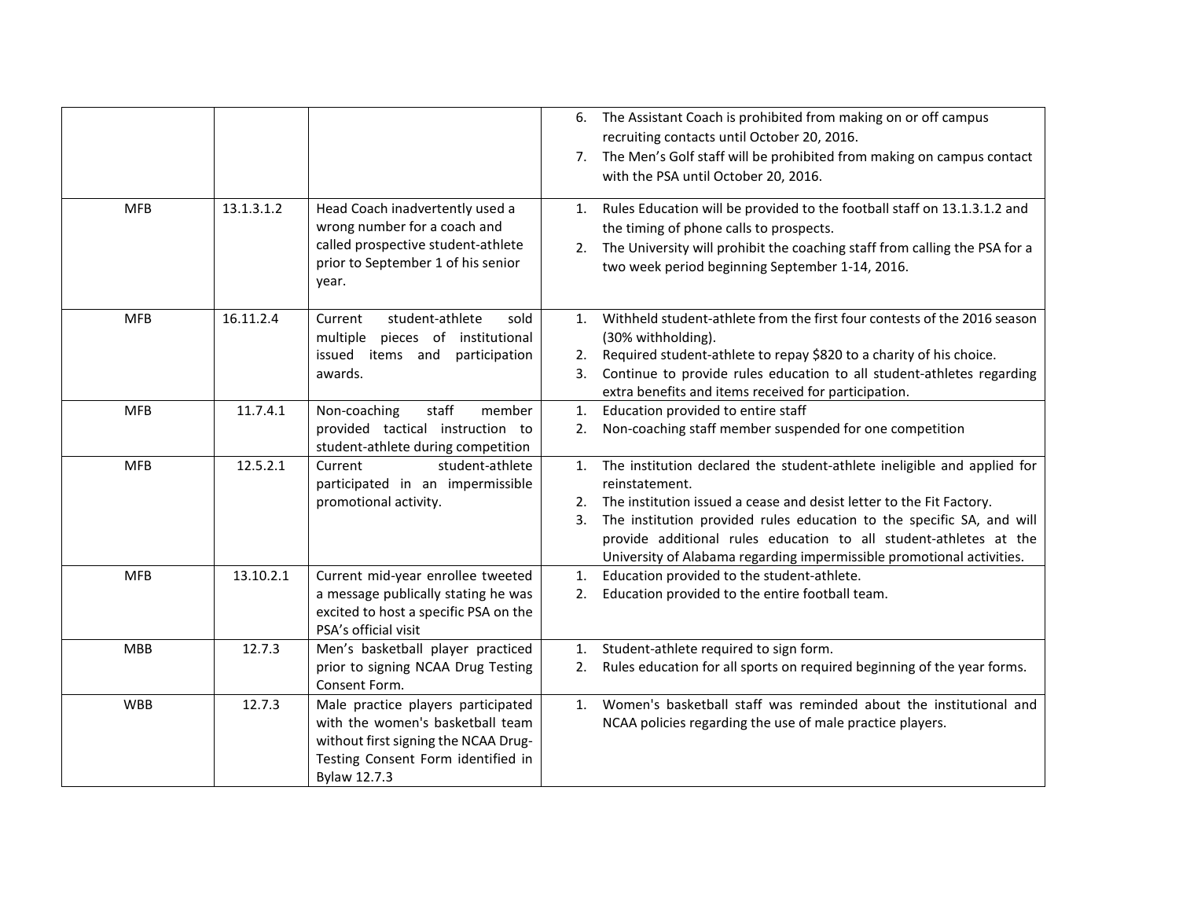|  |  |  |  |
|---|---|---|---|
|  |  |  | 6. The Assistant Coach is prohibited from making on or off campus recruiting contacts until October 20, 2016.<br>7. The Men's Golf staff will be prohibited from making on campus contact with the PSA until October 20, 2016. |
| MFB | 13.1.3.1.2 | Head Coach inadvertently used a wrong number for a coach and called prospective student-athlete prior to September 1 of his senior year. | 1. Rules Education will be provided to the football staff on 13.1.3.1.2 and the timing of phone calls to prospects.<br>2. The University will prohibit the coaching staff from calling the PSA for a two week period beginning September 1-14, 2016. |
| MFB | 16.11.2.4 | Current student-athlete sold multiple pieces of institutional issued items and participation awards. | 1. Withheld student-athlete from the first four contests of the 2016 season (30% withholding).<br>2. Required student-athlete to repay $820 to a charity of his choice.<br>3. Continue to provide rules education to all student-athletes regarding extra benefits and items received for participation. |
| MFB | 11.7.4.1 | Non-coaching staff member provided tactical instruction to student-athlete during competition | 1. Education provided to entire staff<br>2. Non-coaching staff member suspended for one competition |
| MFB | 12.5.2.1 | Current student-athlete participated in an impermissible promotional activity. | 1. The institution declared the student-athlete ineligible and applied for reinstatement.<br>2. The institution issued a cease and desist letter to the Fit Factory.<br>3. The institution provided rules education to the specific SA, and will provide additional rules education to all student-athletes at the University of Alabama regarding impermissible promotional activities. |
| MFB | 13.10.2.1 | Current mid-year enrollee tweeted a message publically stating he was excited to host a specific PSA on the PSA's official visit | 1. Education provided to the student-athlete.<br>2. Education provided to the entire football team. |
| MBB | 12.7.3 | Men's basketball player practiced prior to signing NCAA Drug Testing Consent Form. | 1. Student-athlete required to sign form.<br>2. Rules education for all sports on required beginning of the year forms. |
| WBB | 12.7.3 | Male practice players participated with the women's basketball team without first signing the NCAA Drug-Testing Consent Form identified in Bylaw 12.7.3 | 1. Women's basketball staff was reminded about the institutional and NCAA policies regarding the use of male practice players. |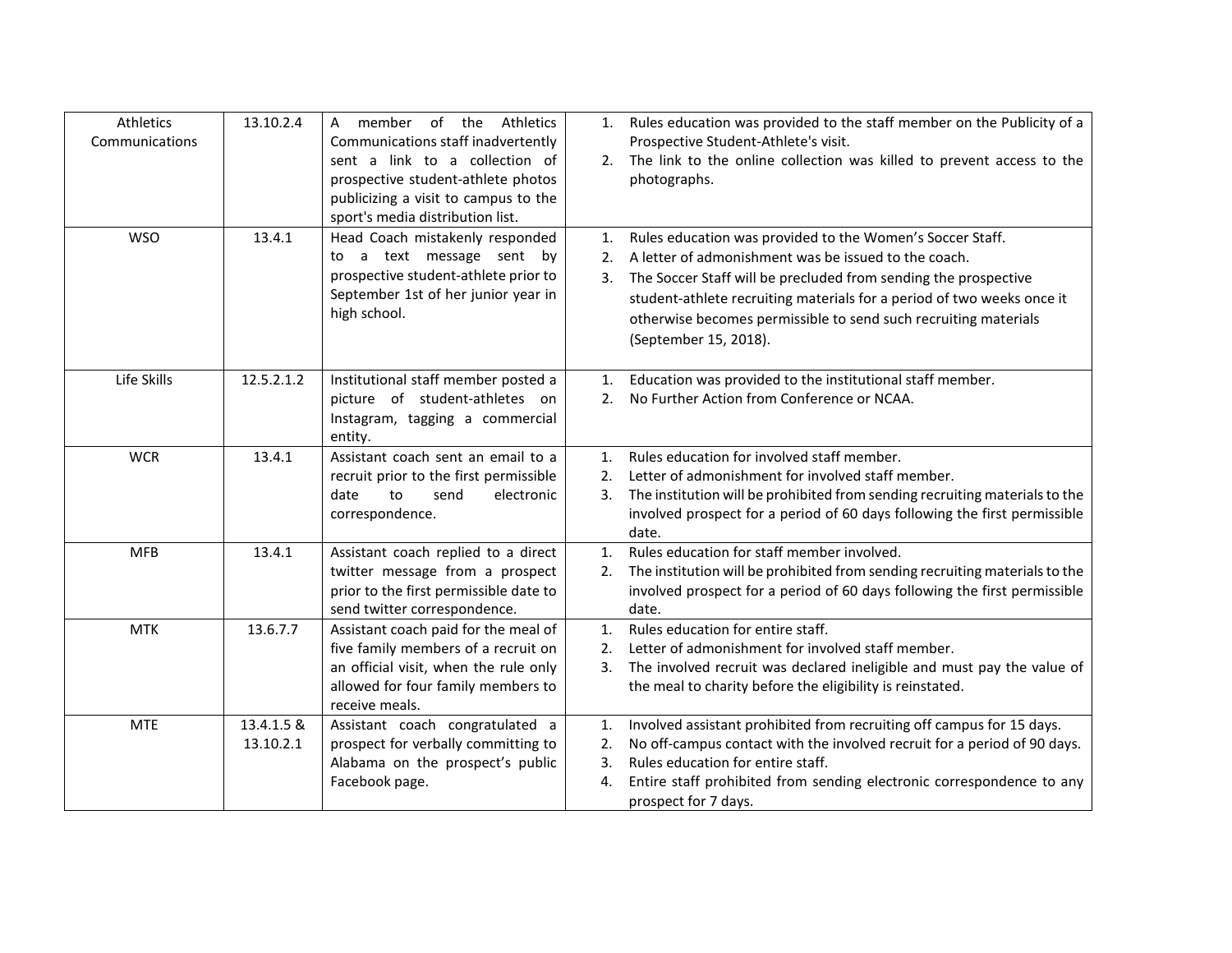| | | | |
|---|---|---|---|
| Athletics Communications | 13.10.2.4 | A member of the Athletics Communications staff inadvertently sent a link to a collection of prospective student-athlete photos publicizing a visit to campus to the sport's media distribution list. | 1. Rules education was provided to the staff member on the Publicity of a Prospective Student-Athlete's visit.<br>2. The link to the online collection was killed to prevent access to the photographs. |
| WSO | 13.4.1 | Head Coach mistakenly responded to a text message sent by prospective student-athlete prior to September 1st of her junior year in high school. | 1. Rules education was provided to the Women's Soccer Staff.<br>2. A letter of admonishment was be issued to the coach.<br>3. The Soccer Staff will be precluded from sending the prospective student-athlete recruiting materials for a period of two weeks once it otherwise becomes permissible to send such recruiting materials (September 15, 2018). |
| Life Skills | 12.5.2.1.2 | Institutional staff member posted a picture of student-athletes on Instagram, tagging a commercial entity. | 1. Education was provided to the institutional staff member.<br>2. No Further Action from Conference or NCAA. |
| WCR | 13.4.1 | Assistant coach sent an email to a recruit prior to the first permissible date to send electronic correspondence. | 1. Rules education for involved staff member.<br>2. Letter of admonishment for involved staff member.<br>3. The institution will be prohibited from sending recruiting materials to the involved prospect for a period of 60 days following the first permissible date. |
| MFB | 13.4.1 | Assistant coach replied to a direct twitter message from a prospect prior to the first permissible date to send twitter correspondence. | 1. Rules education for staff member involved.<br>2. The institution will be prohibited from sending recruiting materials to the involved prospect for a period of 60 days following the first permissible date. |
| MTK | 13.6.7.7 | Assistant coach paid for the meal of five family members of a recruit on an official visit, when the rule only allowed for four family members to receive meals. | 1. Rules education for entire staff.<br>2. Letter of admonishment for involved staff member.<br>3. The involved recruit was declared ineligible and must pay the value of the meal to charity before the eligibility is reinstated. |
| MTE | 13.4.1.5 & 13.10.2.1 | Assistant coach congratulated a prospect for verbally committing to Alabama on the prospect's public Facebook page. | 1. Involved assistant prohibited from recruiting off campus for 15 days.<br>2. No off-campus contact with the involved recruit for a period of 90 days.<br>3. Rules education for entire staff.<br>4. Entire staff prohibited from sending electronic correspondence to any prospect for 7 days. |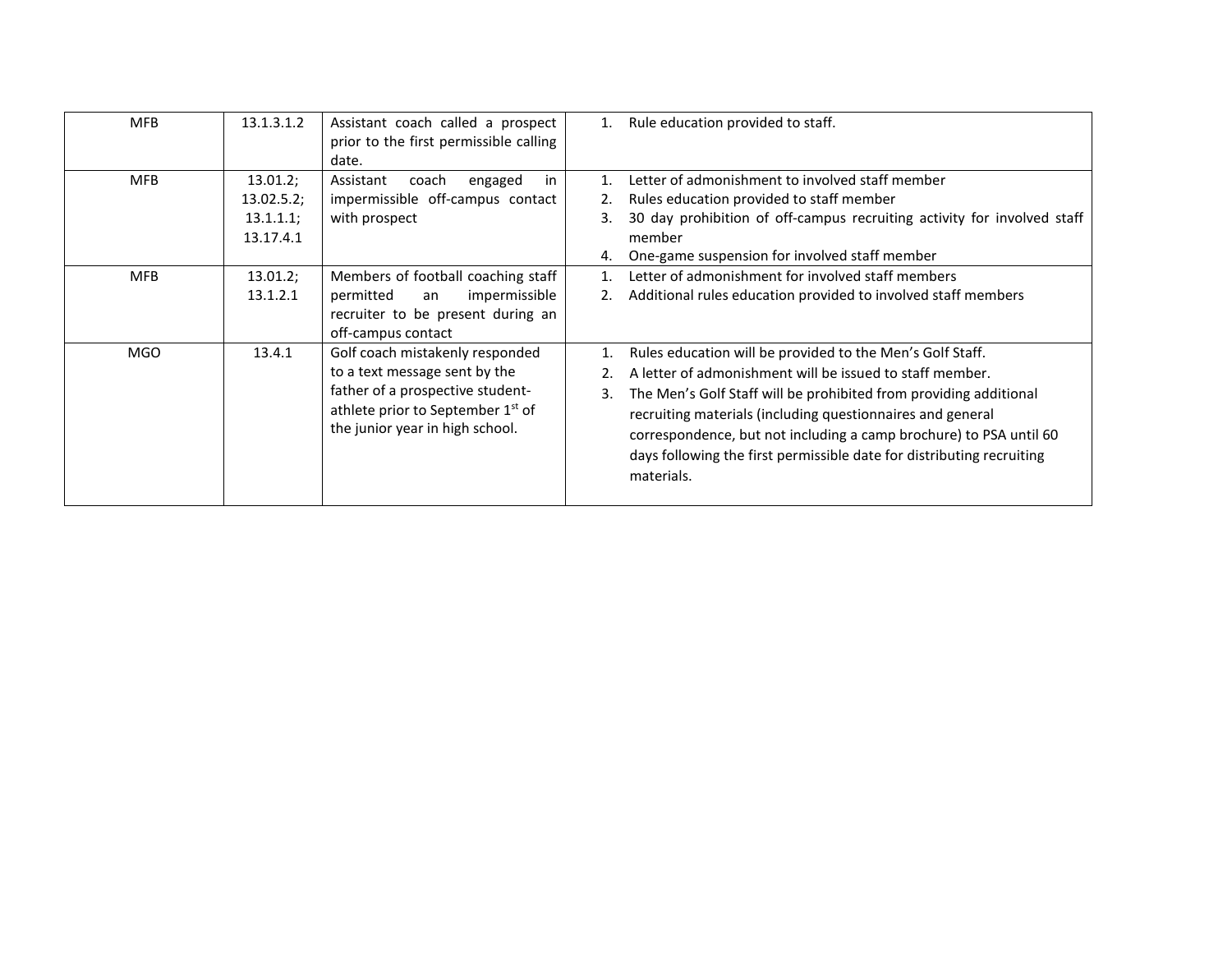| | | | |
|---|---|---|---|
| MFB | 13.1.3.1.2 | Assistant coach called a prospect prior to the first permissible calling date. | 1. Rule education provided to staff. |
| MFB | 13.01.2; 13.02.5.2; 13.1.1.1; 13.17.4.1 | Assistant coach engaged in impermissible off-campus contact with prospect | 1. Letter of admonishment to involved staff member<br>2. Rules education provided to staff member<br>3. 30 day prohibition of off-campus recruiting activity for involved staff member<br>4. One-game suspension for involved staff member |
| MFB | 13.01.2; 13.1.2.1 | Members of football coaching staff permitted an impermissible recruiter to be present during an off-campus contact | 1. Letter of admonishment for involved staff members<br>2. Additional rules education provided to involved staff members |
| MGO | 13.4.1 | Golf coach mistakenly responded to a text message sent by the father of a prospective student-athlete prior to September 1st of the junior year in high school. | 1. Rules education will be provided to the Men's Golf Staff.<br>2. A letter of admonishment will be issued to staff member.<br>3. The Men's Golf Staff will be prohibited from providing additional recruiting materials (including questionnaires and general correspondence, but not including a camp brochure) to PSA until 60 days following the first permissible date for distributing recruiting materials. |